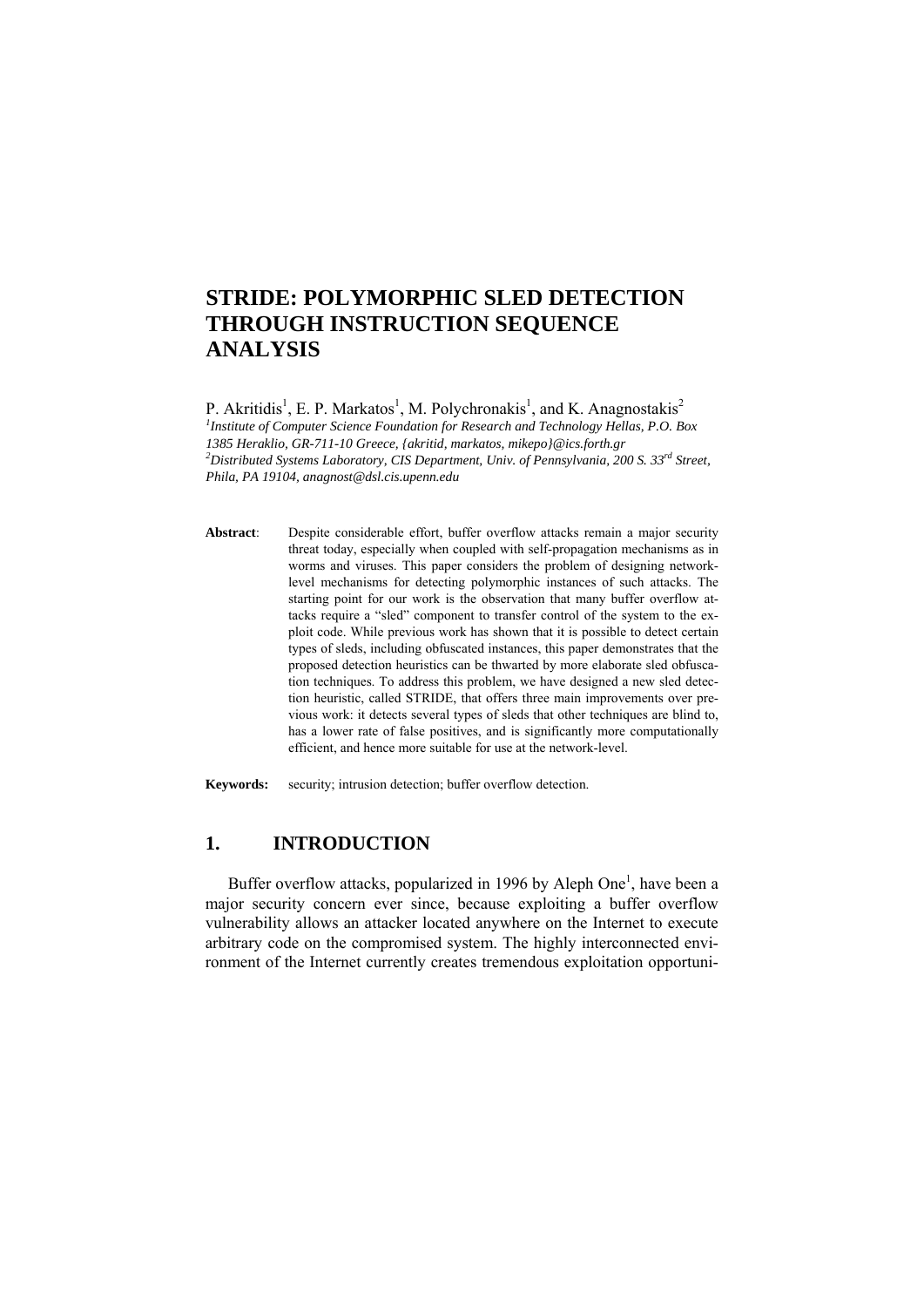# STRIDE: POLYMORPHIC SLED DETECTION THROUGH INSTRUCTION SEQUENCE ANALYSIS

P. Akritidis[1], E. P. Markatos[1], M. Polychronakis[1], and K. Anagnostakis[2]

[1]*Institute of Computer Science Foundation for Research and Technology Hellas, P.O. Box 1385 Heraklio, GR-711-10 Greece, {akritid, markatos, mikepo}@ics.forth.gr*

[2]*Distributed Systems Laboratory, CIS Department, Univ. of Pennsylvania, 200 S. 33rd Street, Phila, PA 19104, anagnost@dsl.cis.upenn.edu*

**Abstract**: Despite considerable effort, buffer overflow attacks remain a major security threat today, especially when coupled with self-propagation mechanisms as in worms and viruses. This paper considers the problem of designing network-level mechanisms for detecting polymorphic instances of such attacks. The starting point for our work is the observation that many buffer overflow attacks require a "sled" component to transfer control of the system to the exploit code. While previous work has shown that it is possible to detect certain types of sleds, including obfuscated instances, this paper demonstrates that the proposed detection heuristics can be thwarted by more elaborate sled obfuscation techniques. To address this problem, we have designed a new sled detection heuristic, called STRIDE, that offers three main improvements over previous work: it detects several types of sleds that other techniques are blind to, has a lower rate of false positives, and is significantly more computationally efficient, and hence more suitable for use at the network-level.

**Keywords:** security; intrusion detection; buffer overflow detection.

## 1. INTRODUCTION

Buffer overflow attacks, popularized in 1996 by Aleph One[1], have been a major security concern ever since, because exploiting a buffer overflow vulnerability allows an attacker located anywhere on the Internet to execute arbitrary code on the compromised system. The highly interconnected environment of the Internet currently creates tremendous exploitation opportuni-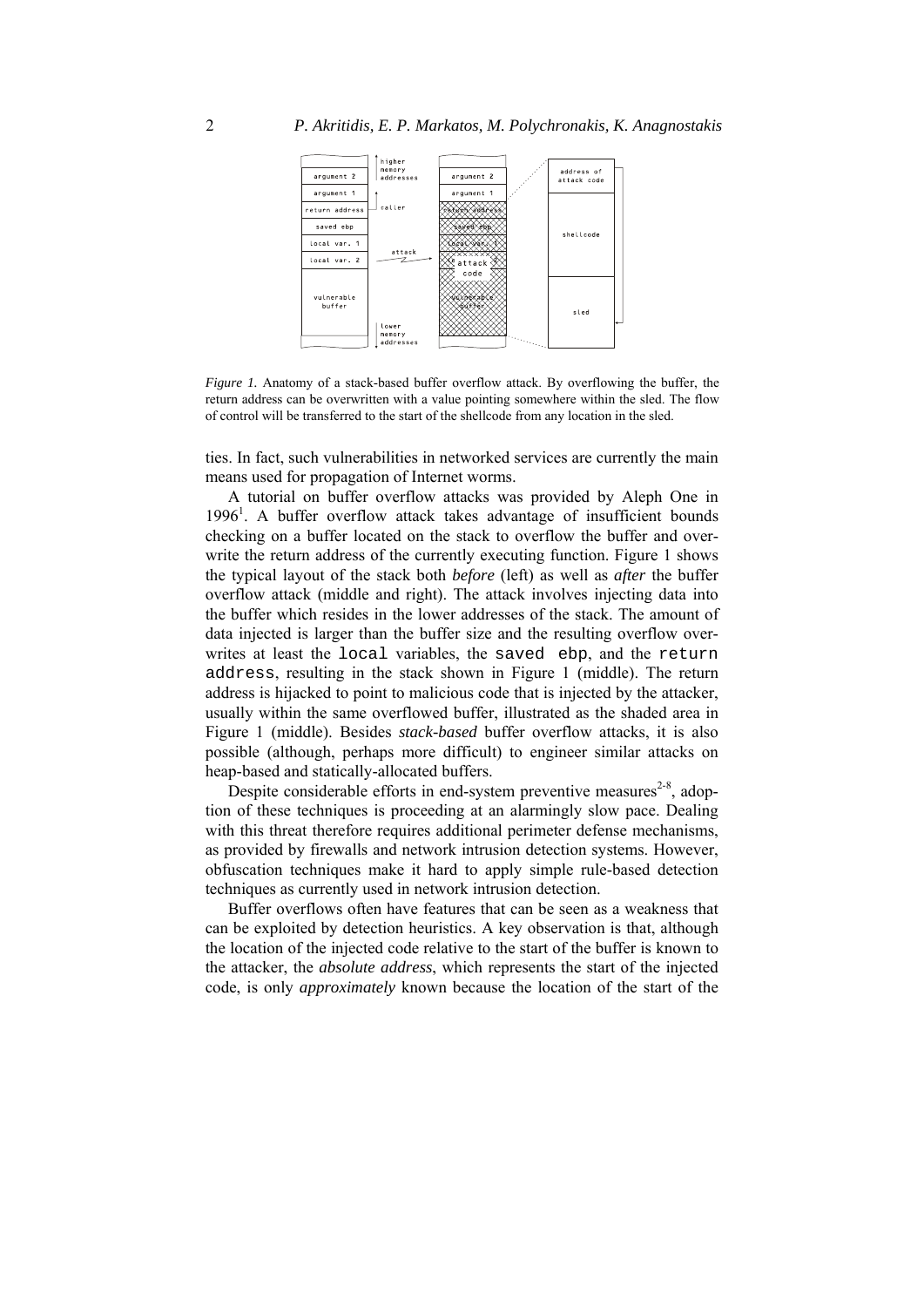*Figure 1.* Anatomy of a stack-based buffer overflow attack. By overflowing the buffer, the return address can be overwritten with a value pointing somewhere within the sled. The flow of control will be transferred to the start of the shellcode from any location in the sled.

ties. In fact, such vulnerabilities in networked services are currently the main means used for propagation of Internet worms.

A tutorial on buffer overflow attacks was provided by Aleph One in 1996[1]. A buffer overflow attack takes advantage of insufficient bounds checking on a buffer located on the stack to overflow the buffer and overwrite the return address of the currently executing function. Figure 1 shows the typical layout of the stack both *before* (left) as well as *after* the buffer overflow attack (middle and right). The attack involves injecting data into the buffer which resides in the lower addresses of the stack. The amount of data injected is larger than the buffer size and the resulting overflow overwrites at least the `local` variables, the `saved ebp`, and the `return address`, resulting in the stack shown in Figure 1 (middle). The return address is hijacked to point to malicious code that is injected by the attacker, usually within the same overflowed buffer, illustrated as the shaded area in Figure 1 (middle). Besides *stack-based* buffer overflow attacks, it is also possible (although, perhaps more difficult) to engineer similar attacks on heap-based and statically-allocated buffers.

Despite considerable efforts in end-system preventive measures[2-8], adoption of these techniques is proceeding at an alarmingly slow pace. Dealing with this threat therefore requires additional perimeter defense mechanisms, as provided by firewalls and network intrusion detection systems. However, obfuscation techniques make it hard to apply simple rule-based detection techniques as currently used in network intrusion detection.

Buffer overflows often have features that can be seen as a weakness that can be exploited by detection heuristics. A key observation is that, although the location of the injected code relative to the start of the buffer is known to the attacker, the *absolute address*, which represents the start of the injected code, is only *approximately* known because the location of the start of the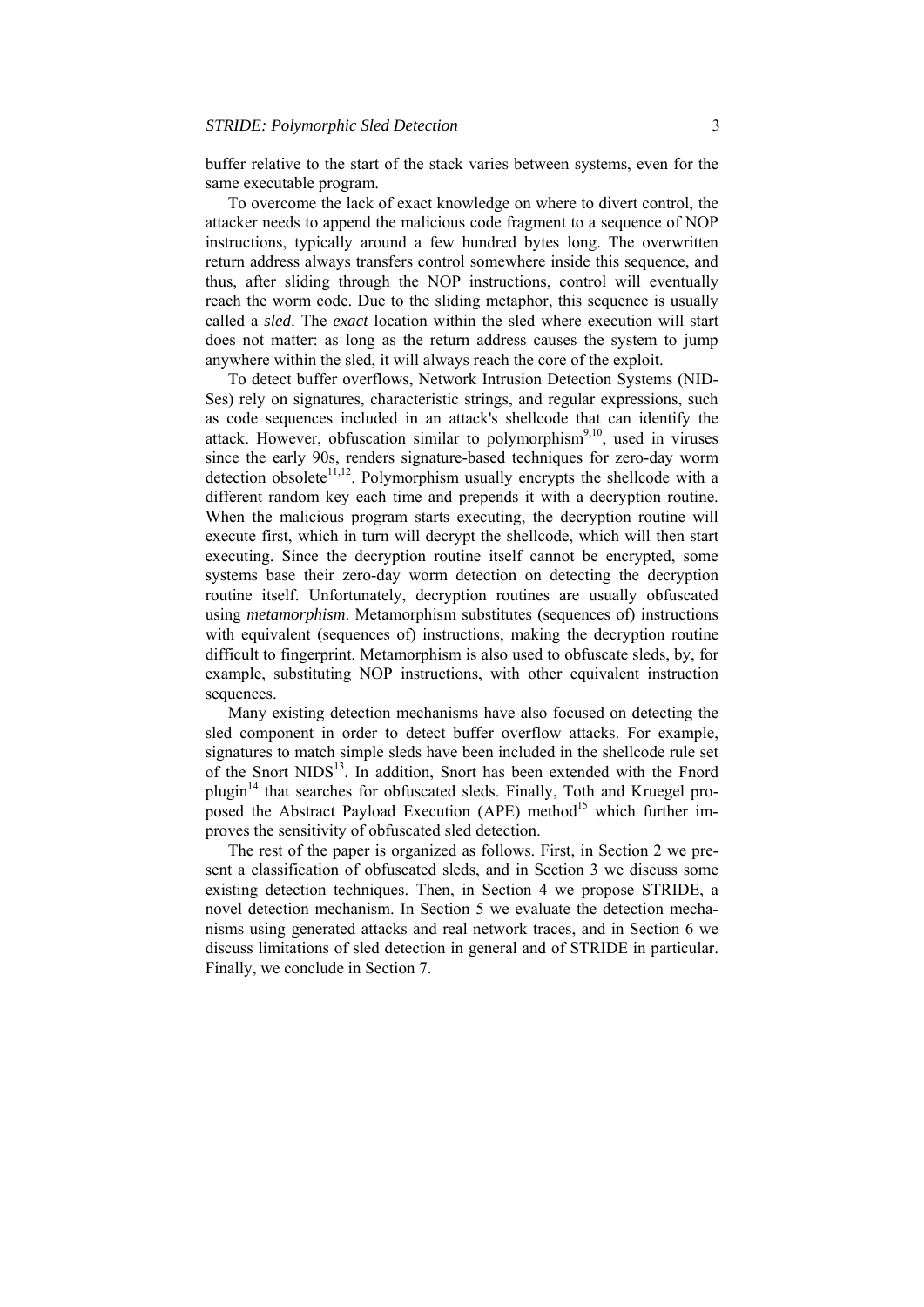buffer relative to the start of the stack varies between systems, even for the same executable program.

To overcome the lack of exact knowledge on where to divert control, the attacker needs to append the malicious code fragment to a sequence of NOP instructions, typically around a few hundred bytes long. The overwritten return address always transfers control somewhere inside this sequence, and thus, after sliding through the NOP instructions, control will eventually reach the worm code. Due to the sliding metaphor, this sequence is usually called a *sled*. The *exact* location within the sled where execution will start does not matter: as long as the return address causes the system to jump anywhere within the sled, it will always reach the core of the exploit.

To detect buffer overflows, Network Intrusion Detection Systems (NIDSes) rely on signatures, characteristic strings, and regular expressions, such as code sequences included in an attack's shellcode that can identify the attack. However, obfuscation similar to polymorphism[9,10], used in viruses since the early 90s, renders signature-based techniques for zero-day worm detection obsolete[11,12]. Polymorphism usually encrypts the shellcode with a different random key each time and prepends it with a decryption routine. When the malicious program starts executing, the decryption routine will execute first, which in turn will decrypt the shellcode, which will then start executing. Since the decryption routine itself cannot be encrypted, some systems base their zero-day worm detection on detecting the decryption routine itself. Unfortunately, decryption routines are usually obfuscated using *metamorphism*. Metamorphism substitutes (sequences of) instructions with equivalent (sequences of) instructions, making the decryption routine difficult to fingerprint. Metamorphism is also used to obfuscate sleds, by, for example, substituting NOP instructions, with other equivalent instruction sequences.

Many existing detection mechanisms have also focused on detecting the sled component in order to detect buffer overflow attacks. For example, signatures to match simple sleds have been included in the shellcode rule set of the Snort NIDS[13]. In addition, Snort has been extended with the Fnord plugin[14] that searches for obfuscated sleds. Finally, Toth and Kruegel proposed the Abstract Payload Execution (APE) method[15] which further improves the sensitivity of obfuscated sled detection.

The rest of the paper is organized as follows. First, in Section 2 we present a classification of obfuscated sleds, and in Section 3 we discuss some existing detection techniques. Then, in Section 4 we propose STRIDE, a novel detection mechanism. In Section 5 we evaluate the detection mechanisms using generated attacks and real network traces, and in Section 6 we discuss limitations of sled detection in general and of STRIDE in particular. Finally, we conclude in Section 7.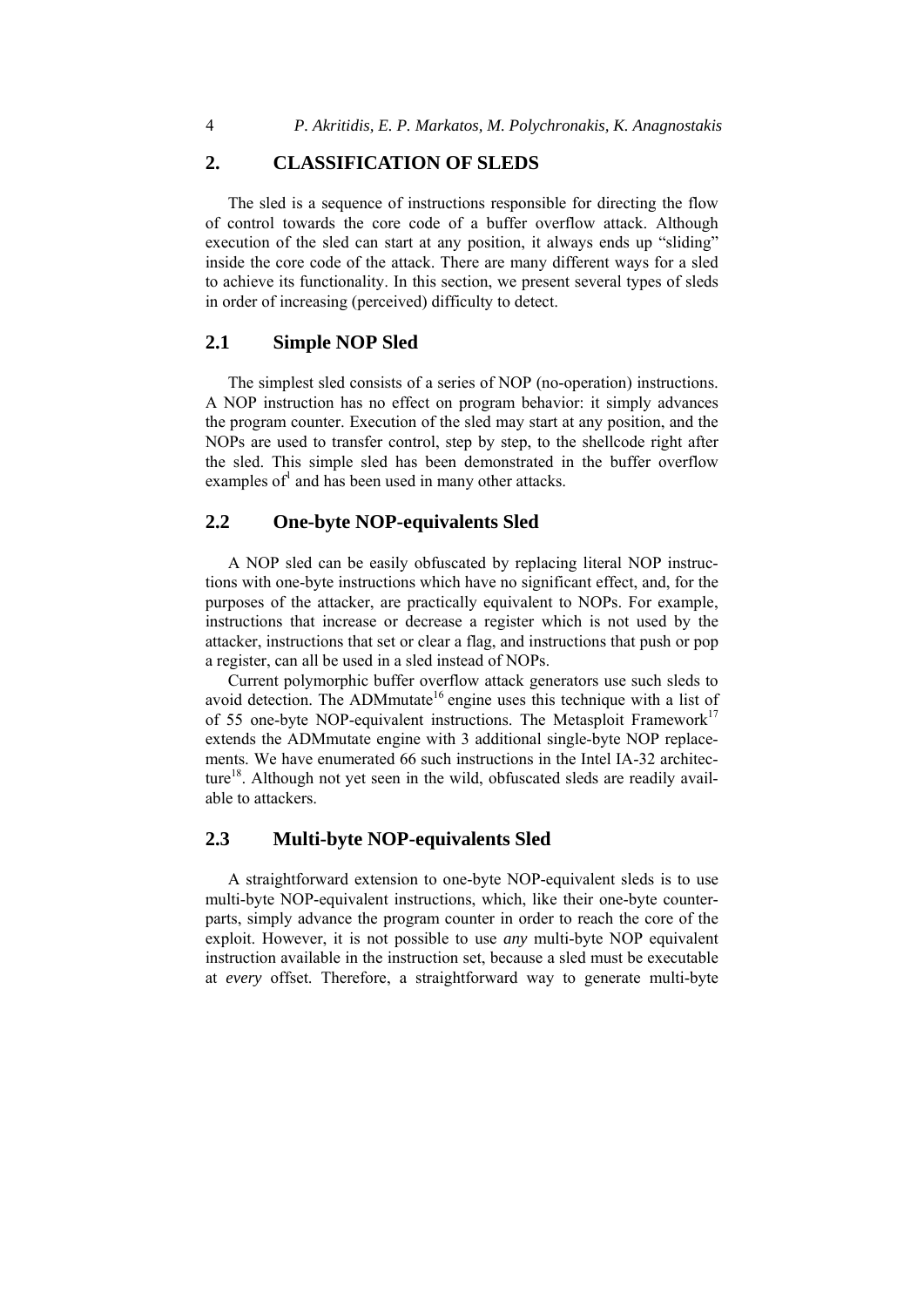## 2. CLASSIFICATION OF SLEDS

The sled is a sequence of instructions responsible for directing the flow of control towards the core code of a buffer overflow attack. Although execution of the sled can start at any position, it always ends up "sliding" inside the core code of the attack. There are many different ways for a sled to achieve its functionality. In this section, we present several types of sleds in order of increasing (perceived) difficulty to detect.

### 2.1 Simple NOP Sled

The simplest sled consists of a series of NOP (no-operation) instructions. A NOP instruction has no effect on program behavior: it simply advances the program counter. Execution of the sled may start at any position, and the NOPs are used to transfer control, step by step, to the shellcode right after the sled. This simple sled has been demonstrated in the buffer overflow examples of[1] and has been used in many other attacks.

### 2.2 One-byte NOP-equivalents Sled

A NOP sled can be easily obfuscated by replacing literal NOP instructions with one-byte instructions which have no significant effect, and, for the purposes of the attacker, are practically equivalent to NOPs. For example, instructions that increase or decrease a register which is not used by the attacker, instructions that set or clear a flag, and instructions that push or pop a register, can all be used in a sled instead of NOPs.

Current polymorphic buffer overflow attack generators use such sleds to avoid detection. The ADMmutate[16] engine uses this technique with a list of of 55 one-byte NOP-equivalent instructions. The Metasploit Framework[17] extends the ADMmutate engine with 3 additional single-byte NOP replacements. We have enumerated 66 such instructions in the Intel IA-32 architecture[18]. Although not yet seen in the wild, obfuscated sleds are readily available to attackers.

### 2.3 Multi-byte NOP-equivalents Sled

A straightforward extension to one-byte NOP-equivalent sleds is to use multi-byte NOP-equivalent instructions, which, like their one-byte counterparts, simply advance the program counter in order to reach the core of the exploit. However, it is not possible to use *any* multi-byte NOP equivalent instruction available in the instruction set, because a sled must be executable at *every* offset. Therefore, a straightforward way to generate multi-byte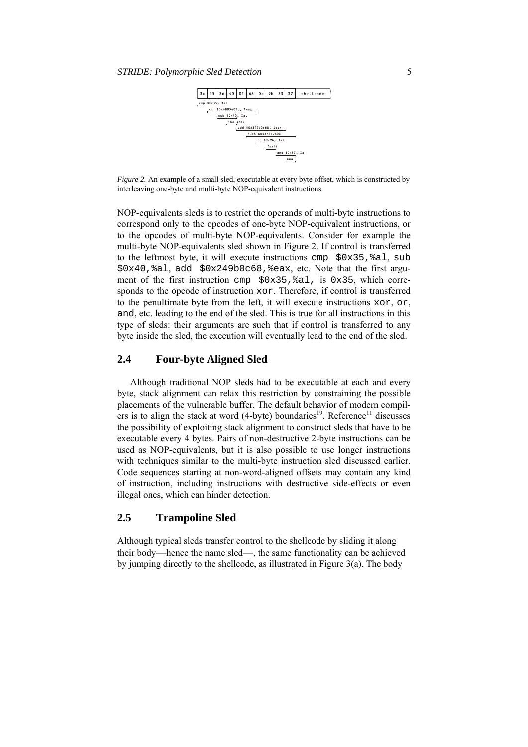*Figure 2.* An example of a small sled, executable at every byte offset, which is constructed by interleaving one-byte and multi-byte NOP-equivalent instructions.

NOP-equivalents sleds is to restrict the operands of multi-byte instructions to correspond only to the opcodes of one-byte NOP-equivalent instructions, or to the opcodes of multi-byte NOP-equivalents. Consider for example the multi-byte NOP-equivalents sled shown in Figure 2. If control is transferred to the leftmost byte, it will execute instructions `cmp $0x35,%al`, `sub $0x40,%al`, `add $0x249b0c68,%eax`, etc. Note that the first argument of the first instruction `cmp $0x35,%al`, is `0x35`, which corresponds to the opcode of instruction `xor`. Therefore, if control is transferred to the penultimate byte from the left, it will execute instructions `xor`, `or`, `and`, etc. leading to the end of the sled. This is true for all instructions in this type of sleds: their arguments are such that if control is transferred to any byte inside the sled, the execution will eventually lead to the end of the sled.

## 2.4 Four-byte Aligned Sled

Although traditional NOP sleds had to be executable at each and every byte, stack alignment can relax this restriction by constraining the possible placements of the vulnerable buffer. The default behavior of modern compilers is to align the stack at word (4-byte) boundaries[19]. Reference[11] discusses the possibility of exploiting stack alignment to construct sleds that have to be executable every 4 bytes. Pairs of non-destructive 2-byte instructions can be used as NOP-equivalents, but it is also possible to use longer instructions with techniques similar to the multi-byte instruction sled discussed earlier. Code sequences starting at non-word-aligned offsets may contain any kind of instruction, including instructions with destructive side-effects or even illegal ones, which can hinder detection.

## 2.5 Trampoline Sled

Although typical sleds transfer control to the shellcode by sliding it along their body—hence the name sled—, the same functionality can be achieved by jumping directly to the shellcode, as illustrated in Figure 3(a). The body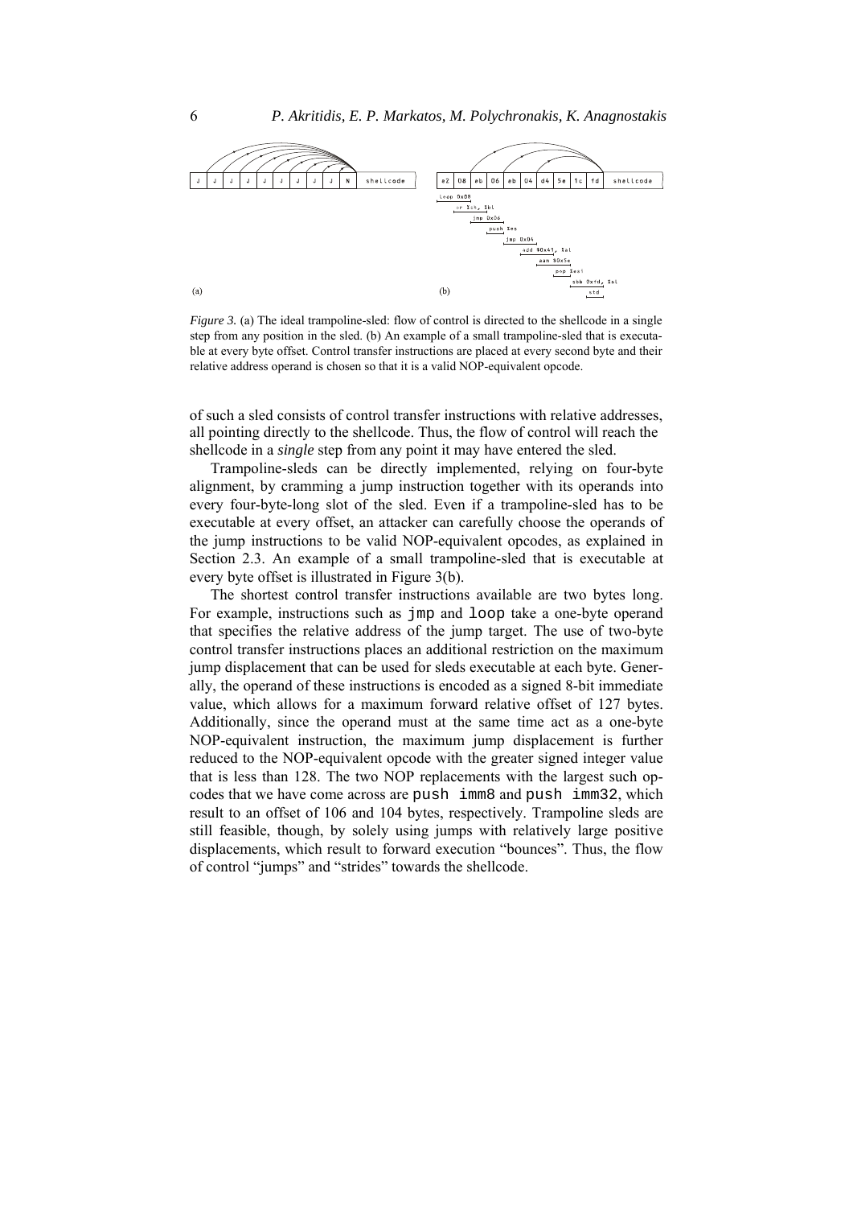*Figure 3.* (a) The ideal trampoline-sled: flow of control is directed to the shellcode in a single step from any position in the sled. (b) An example of a small trampoline-sled that is executable at every byte offset. Control transfer instructions are placed at every second byte and their relative address operand is chosen so that it is a valid NOP-equivalent opcode.

of such a sled consists of control transfer instructions with relative addresses, all pointing directly to the shellcode. Thus, the flow of control will reach the shellcode in a *single* step from any point it may have entered the sled.

Trampoline-sleds can be directly implemented, relying on four-byte alignment, by cramming a jump instruction together with its operands into every four-byte-long slot of the sled. Even if a trampoline-sled has to be executable at every offset, an attacker can carefully choose the operands of the jump instructions to be valid NOP-equivalent opcodes, as explained in Section 2.3. An example of a small trampoline-sled that is executable at every byte offset is illustrated in Figure 3(b).

The shortest control transfer instructions available are two bytes long. For example, instructions such as `jmp` and `loop` take a one-byte operand that specifies the relative address of the jump target. The use of two-byte control transfer instructions places an additional restriction on the maximum jump displacement that can be used for sleds executable at each byte. Generally, the operand of these instructions is encoded as a signed 8-bit immediate value, which allows for a maximum forward relative offset of 127 bytes. Additionally, since the operand must at the same time act as a one-byte NOP-equivalent instruction, the maximum jump displacement is further reduced to the NOP-equivalent opcode with the greater signed integer value that is less than 128. The two NOP replacements with the largest such opcodes that we have come across are `push imm8` and `push imm32`, which result to an offset of 106 and 104 bytes, respectively. Trampoline sleds are still feasible, though, by solely using jumps with relatively large positive displacements, which result to forward execution "bounces". Thus, the flow of control "jumps" and "strides" towards the shellcode.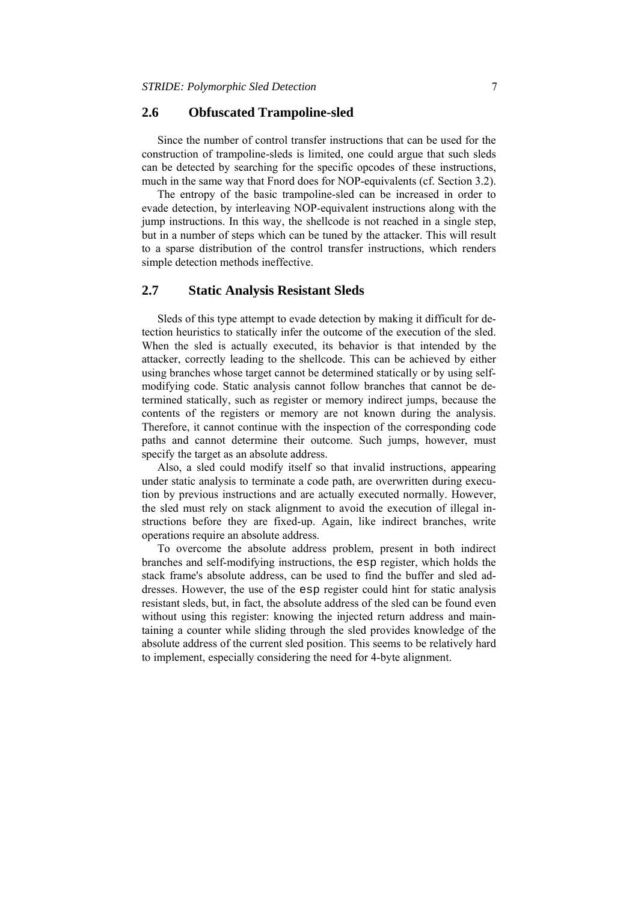## 2.6 Obfuscated Trampoline-sled

Since the number of control transfer instructions that can be used for the construction of trampoline-sleds is limited, one could argue that such sleds can be detected by searching for the specific opcodes of these instructions, much in the same way that Fnord does for NOP-equivalents (cf. Section 3.2).

The entropy of the basic trampoline-sled can be increased in order to evade detection, by interleaving NOP-equivalent instructions along with the jump instructions. In this way, the shellcode is not reached in a single step, but in a number of steps which can be tuned by the attacker. This will result to a sparse distribution of the control transfer instructions, which renders simple detection methods ineffective.

## 2.7 Static Analysis Resistant Sleds

Sleds of this type attempt to evade detection by making it difficult for detection heuristics to statically infer the outcome of the execution of the sled. When the sled is actually executed, its behavior is that intended by the attacker, correctly leading to the shellcode. This can be achieved by either using branches whose target cannot be determined statically or by using self-modifying code. Static analysis cannot follow branches that cannot be determined statically, such as register or memory indirect jumps, because the contents of the registers or memory are not known during the analysis. Therefore, it cannot continue with the inspection of the corresponding code paths and cannot determine their outcome. Such jumps, however, must specify the target as an absolute address.

Also, a sled could modify itself so that invalid instructions, appearing under static analysis to terminate a code path, are overwritten during execution by previous instructions and are actually executed normally. However, the sled must rely on stack alignment to avoid the execution of illegal instructions before they are fixed-up. Again, like indirect branches, write operations require an absolute address.

To overcome the absolute address problem, present in both indirect branches and self-modifying instructions, the `esp` register, which holds the stack frame's absolute address, can be used to find the buffer and sled addresses. However, the use of the `esp` register could hint for static analysis resistant sleds, but, in fact, the absolute address of the sled can be found even without using this register: knowing the injected return address and maintaining a counter while sliding through the sled provides knowledge of the absolute address of the current sled position. This seems to be relatively hard to implement, especially considering the need for 4-byte alignment.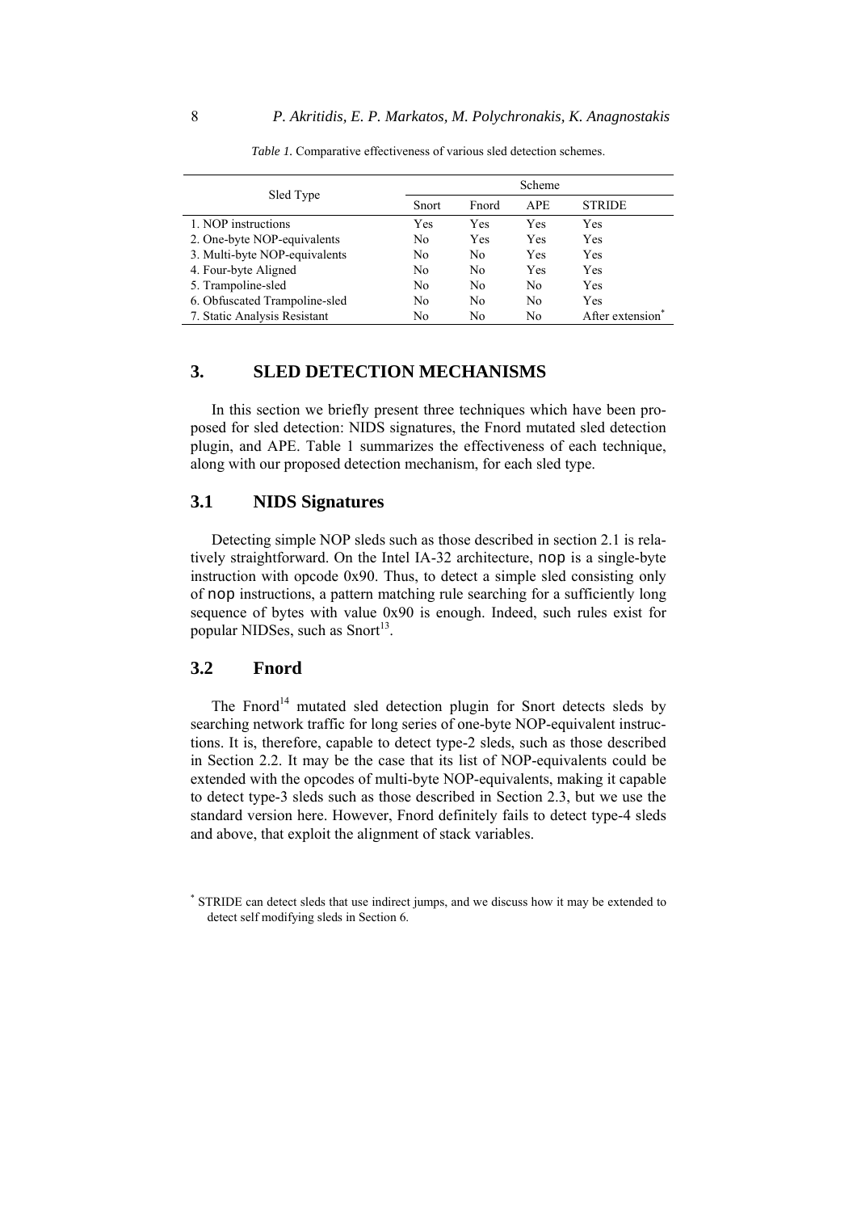*Table 1.* Comparative effectiveness of various sled detection schemes.

| Sled Type | Scheme | | | |
|---|---|---|---|---|
| | Snort | Fnord | APE | STRIDE |
| 1. NOP instructions | Yes | Yes | Yes | Yes |
| 2. One-byte NOP-equivalents | No | Yes | Yes | Yes |
| 3. Multi-byte NOP-equivalents | No | No | Yes | Yes |
| 4. Four-byte Aligned | No | No | Yes | Yes |
| 5. Trampoline-sled | No | No | No | Yes |
| 6. Obfuscated Trampoline-sled | No | No | No | Yes |
| 7. Static Analysis Resistant | No | No | No | After extension* |

## 3. SLED DETECTION MECHANISMS

In this section we briefly present three techniques which have been proposed for sled detection: NIDS signatures, the Fnord mutated sled detection plugin, and APE. Table 1 summarizes the effectiveness of each technique, along with our proposed detection mechanism, for each sled type.

### 3.1 NIDS Signatures

Detecting simple NOP sleds such as those described in section 2.1 is relatively straightforward. On the Intel IA-32 architecture, `nop` is a single-byte instruction with opcode 0x90. Thus, to detect a simple sled consisting only of `nop` instructions, a pattern matching rule searching for a sufficiently long sequence of bytes with value 0x90 is enough. Indeed, such rules exist for popular NIDSes, such as Snort[13].

### 3.2 Fnord

The Fnord[14] mutated sled detection plugin for Snort detects sleds by searching network traffic for long series of one-byte NOP-equivalent instructions. It is, therefore, capable to detect type-2 sleds, such as those described in Section 2.2. It may be the case that its list of NOP-equivalents could be extended with the opcodes of multi-byte NOP-equivalents, making it capable to detect type-3 sleds such as those described in Section 2.3, but we use the standard version here. However, Fnord definitely fails to detect type-4 sleds and above, that exploit the alignment of stack variables.

---

* STRIDE can detect sleds that use indirect jumps, and we discuss how it may be extended to detect self modifying sleds in Section 6.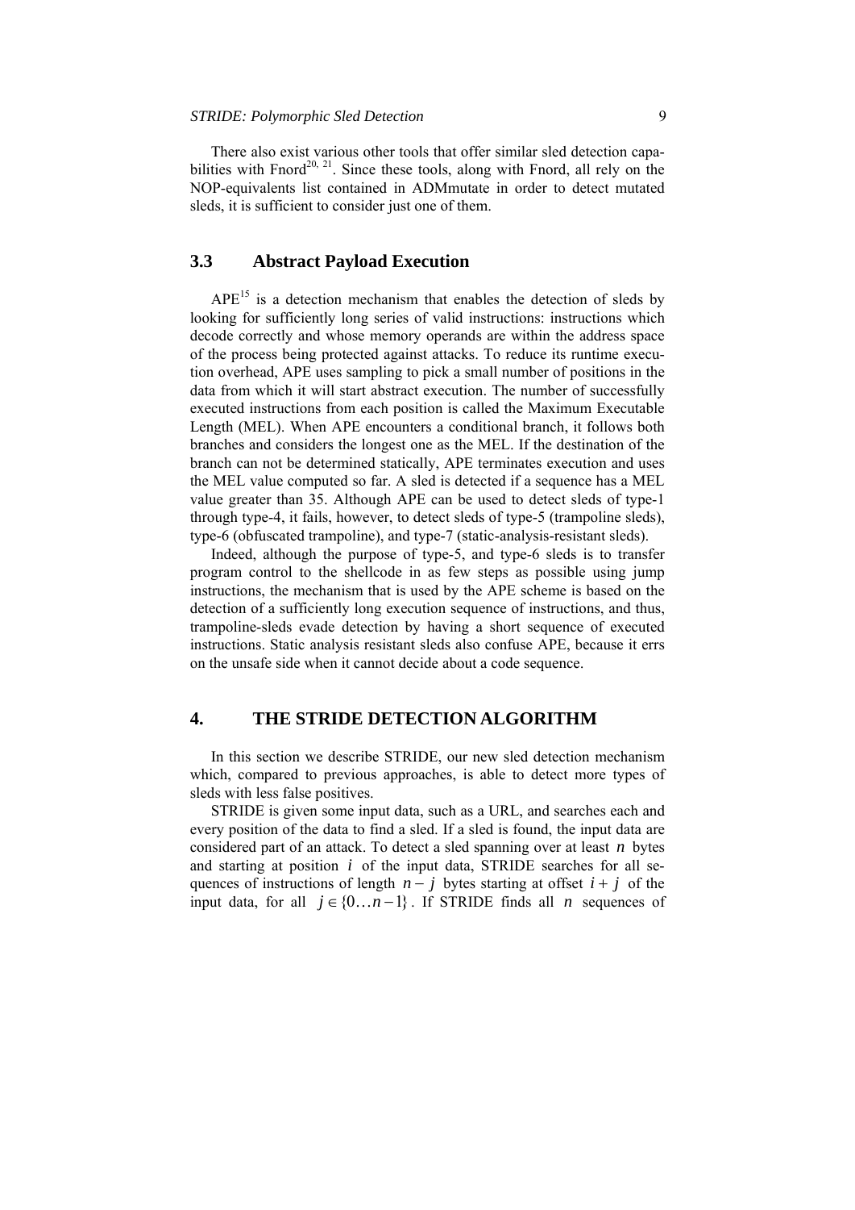There also exist various other tools that offer similar sled detection capabilities with Fnord[20, 21]. Since these tools, along with Fnord, all rely on the NOP-equivalents list contained in ADMmutate in order to detect mutated sleds, it is sufficient to consider just one of them.

## 3.3 Abstract Payload Execution

APE[15] is a detection mechanism that enables the detection of sleds by looking for sufficiently long series of valid instructions: instructions which decode correctly and whose memory operands are within the address space of the process being protected against attacks. To reduce its runtime execution overhead, APE uses sampling to pick a small number of positions in the data from which it will start abstract execution. The number of successfully executed instructions from each position is called the Maximum Executable Length (MEL). When APE encounters a conditional branch, it follows both branches and considers the longest one as the MEL. If the destination of the branch can not be determined statically, APE terminates execution and uses the MEL value computed so far. A sled is detected if a sequence has a MEL value greater than 35. Although APE can be used to detect sleds of type-1 through type-4, it fails, however, to detect sleds of type-5 (trampoline sleds), type-6 (obfuscated trampoline), and type-7 (static-analysis-resistant sleds).

Indeed, although the purpose of type-5, and type-6 sleds is to transfer program control to the shellcode in as few steps as possible using jump instructions, the mechanism that is used by the APE scheme is based on the detection of a sufficiently long execution sequence of instructions, and thus, trampoline-sleds evade detection by having a short sequence of executed instructions. Static analysis resistant sleds also confuse APE, because it errs on the unsafe side when it cannot decide about a code sequence.

# 4. THE STRIDE DETECTION ALGORITHM

In this section we describe STRIDE, our new sled detection mechanism which, compared to previous approaches, is able to detect more types of sleds with less false positives.

STRIDE is given some input data, such as a URL, and searches each and every position of the data to find a sled. If a sled is found, the input data are considered part of an attack. To detect a sled spanning over at least $n$ bytes and starting at position $i$ of the input data, STRIDE searches for all sequences of instructions of length $n-j$ bytes starting at offset $i+j$ of the input data, for all $j \in \{0 \ldots n-1\}$. If STRIDE finds all $n$ sequences of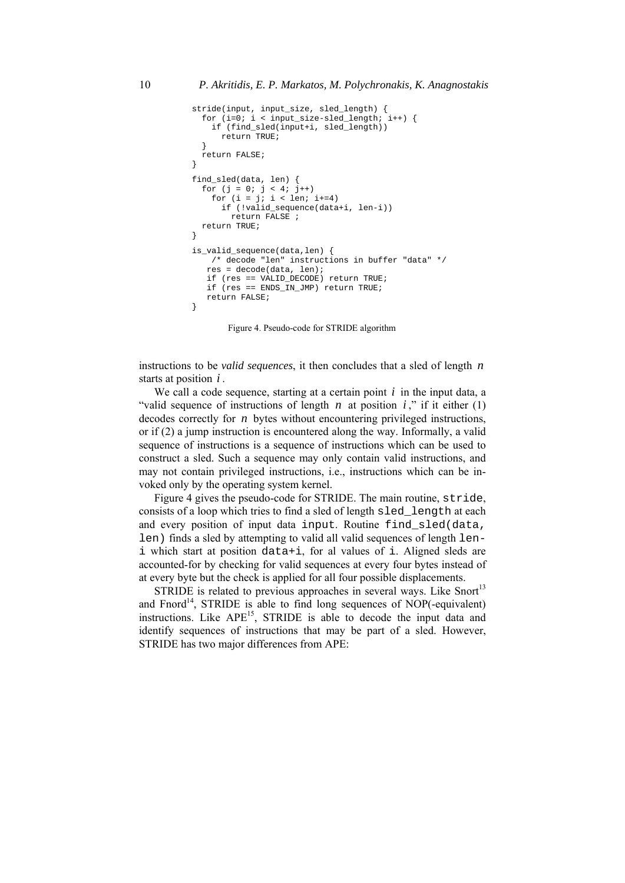```
stride(input, input_size, sled_length) {
  for (i=0; i < input_size-sled_length; i++) {
    if (find_sled(input+i, sled_length))
      return TRUE;
  }
  return FALSE;
}

find_sled(data, len) {
  for (j = 0; j < 4; j++)
    for (i = j; i < len; i+=4)
      if (!valid_sequence(data+i, len-i))
        return FALSE ;
  return TRUE;
}

is_valid_sequence(data,len) {
    /* decode "len" instructions in buffer "data" */
   res = decode(data, len);
   if (res == VALID_DECODE) return TRUE;
   if (res == ENDS_IN_JMP) return TRUE;
   return FALSE;
}
```

Figure 4. Pseudo-code for STRIDE algorithm

instructions to be *valid sequences*, it then concludes that a sled of length $n$ starts at position $i$.

We call a code sequence, starting at a certain point $i$ in the input data, a "valid sequence of instructions of length $n$ at position $i$," if it either (1) decodes correctly for $n$ bytes without encountering privileged instructions, or if (2) a jump instruction is encountered along the way. Informally, a valid sequence of instructions is a sequence of instructions which can be used to construct a sled. Such a sequence may only contain valid instructions, and may not contain privileged instructions, i.e., instructions which can be invoked only by the operating system kernel.

Figure 4 gives the pseudo-code for STRIDE. The main routine, `stride`, consists of a loop which tries to find a sled of length `sled_length` at each and every position of input data `input`. Routine `find_sled(data, len)` finds a sled by attempting to valid all valid sequences of length `len-i` which start at position `data+i`, for al values of `i`. Aligned sleds are accounted-for by checking for valid sequences at every four bytes instead of at every byte but the check is applied for all four possible displacements.

STRIDE is related to previous approaches in several ways. Like Snort[13] and Fnord[14], STRIDE is able to find long sequences of NOP(-equivalent) instructions. Like APE[15], STRIDE is able to decode the input data and identify sequences of instructions that may be part of a sled. However, STRIDE has two major differences from APE: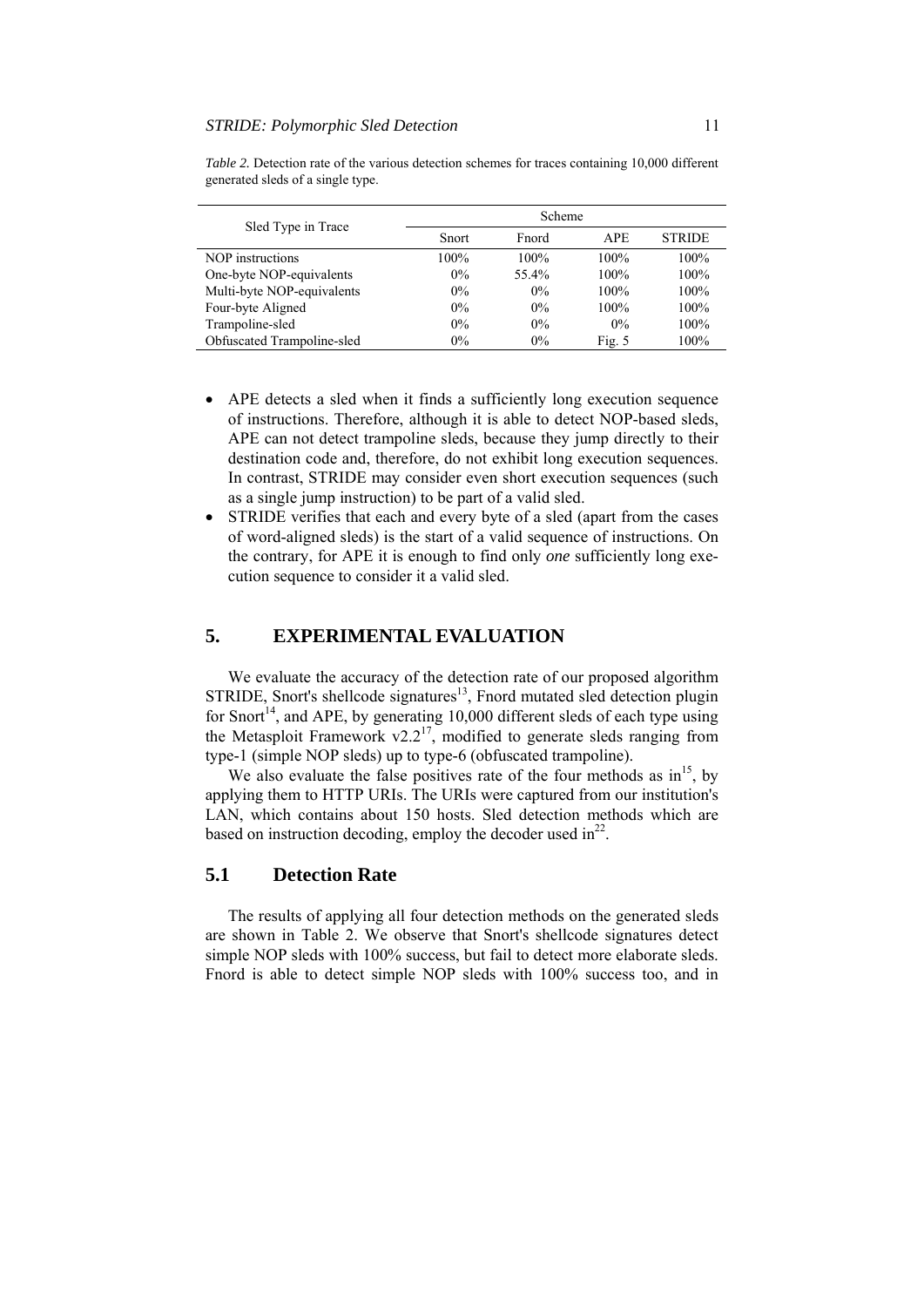*Table 2.* Detection rate of the various detection schemes for traces containing 10,000 different generated sleds of a single type.

| Sled Type in Trace | Scheme | | | |
|---|---|---|---|---|
| | Snort | Fnord | APE | STRIDE |
| NOP instructions | 100% | 100% | 100% | 100% |
| One-byte NOP-equivalents | 0% | 55.4% | 100% | 100% |
| Multi-byte NOP-equivalents | 0% | 0% | 100% | 100% |
| Four-byte Aligned | 0% | 0% | 100% | 100% |
| Trampoline-sled | 0% | 0% | 0% | 100% |
| Obfuscated Trampoline-sled | 0% | 0% | Fig. 5 | 100% |

- APE detects a sled when it finds a sufficiently long execution sequence of instructions. Therefore, although it is able to detect NOP-based sleds, APE can not detect trampoline sleds, because they jump directly to their destination code and, therefore, do not exhibit long execution sequences. In contrast, STRIDE may consider even short execution sequences (such as a single jump instruction) to be part of a valid sled.
- STRIDE verifies that each and every byte of a sled (apart from the cases of word-aligned sleds) is the start of a valid sequence of instructions. On the contrary, for APE it is enough to find only *one* sufficiently long execution sequence to consider it a valid sled.

## 5. EXPERIMENTAL EVALUATION

We evaluate the accuracy of the detection rate of our proposed algorithm STRIDE, Snort's shellcode signatures[13], Fnord mutated sled detection plugin for Snort[14], and APE, by generating 10,000 different sleds of each type using the Metasploit Framework v2.2[17], modified to generate sleds ranging from type-1 (simple NOP sleds) up to type-6 (obfuscated trampoline).

We also evaluate the false positives rate of the four methods as in[15], by applying them to HTTP URIs. The URIs were captured from our institution's LAN, which contains about 150 hosts. Sled detection methods which are based on instruction decoding, employ the decoder used in[22].

### 5.1 Detection Rate

The results of applying all four detection methods on the generated sleds are shown in Table 2. We observe that Snort's shellcode signatures detect simple NOP sleds with 100% success, but fail to detect more elaborate sleds. Fnord is able to detect simple NOP sleds with 100% success too, and in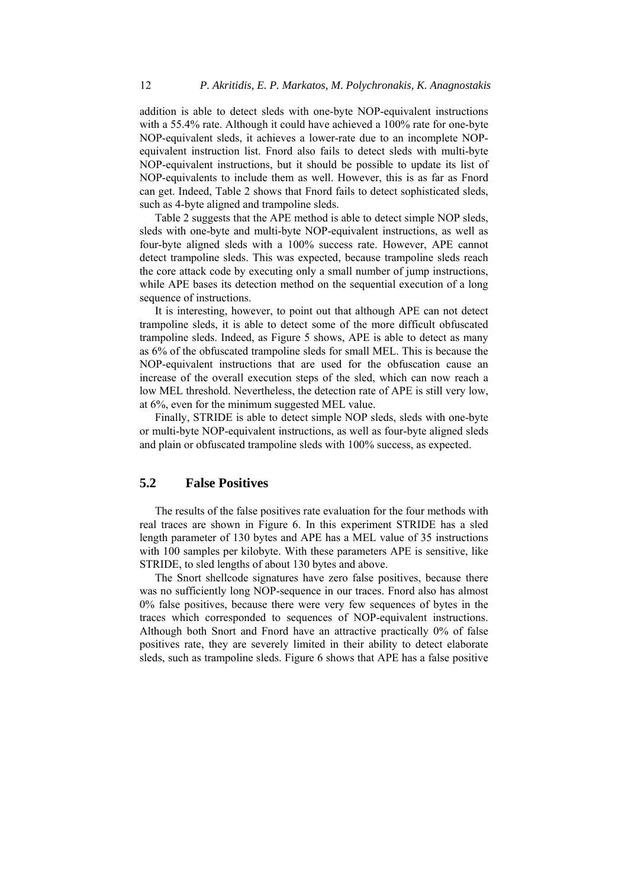addition is able to detect sleds with one-byte NOP-equivalent instructions with a 55.4% rate. Although it could have achieved a 100% rate for one-byte NOP-equivalent sleds, it achieves a lower-rate due to an incomplete NOP-equivalent instruction list. Fnord also fails to detect sleds with multi-byte NOP-equivalent instructions, but it should be possible to update its list of NOP-equivalents to include them as well. However, this is as far as Fnord can get. Indeed, Table 2 shows that Fnord fails to detect sophisticated sleds, such as 4-byte aligned and trampoline sleds.

Table 2 suggests that the APE method is able to detect simple NOP sleds, sleds with one-byte and multi-byte NOP-equivalent instructions, as well as four-byte aligned sleds with a 100% success rate. However, APE cannot detect trampoline sleds. This was expected, because trampoline sleds reach the core attack code by executing only a small number of jump instructions, while APE bases its detection method on the sequential execution of a long sequence of instructions.

It is interesting, however, to point out that although APE can not detect trampoline sleds, it is able to detect some of the more difficult obfuscated trampoline sleds. Indeed, as Figure 5 shows, APE is able to detect as many as 6% of the obfuscated trampoline sleds for small MEL. This is because the NOP-equivalent instructions that are used for the obfuscation cause an increase of the overall execution steps of the sled, which can now reach a low MEL threshold. Nevertheless, the detection rate of APE is still very low, at 6%, even for the minimum suggested MEL value.

Finally, STRIDE is able to detect simple NOP sleds, sleds with one-byte or multi-byte NOP-equivalent instructions, as well as four-byte aligned sleds and plain or obfuscated trampoline sleds with 100% success, as expected.

## 5.2 False Positives

The results of the false positives rate evaluation for the four methods with real traces are shown in Figure 6. In this experiment STRIDE has a sled length parameter of 130 bytes and APE has a MEL value of 35 instructions with 100 samples per kilobyte. With these parameters APE is sensitive, like STRIDE, to sled lengths of about 130 bytes and above.

The Snort shellcode signatures have zero false positives, because there was no sufficiently long NOP-sequence in our traces. Fnord also has almost 0% false positives, because there were very few sequences of bytes in the traces which corresponded to sequences of NOP-equivalent instructions. Although both Snort and Fnord have an attractive practically 0% of false positives rate, they are severely limited in their ability to detect elaborate sleds, such as trampoline sleds. Figure 6 shows that APE has a false positive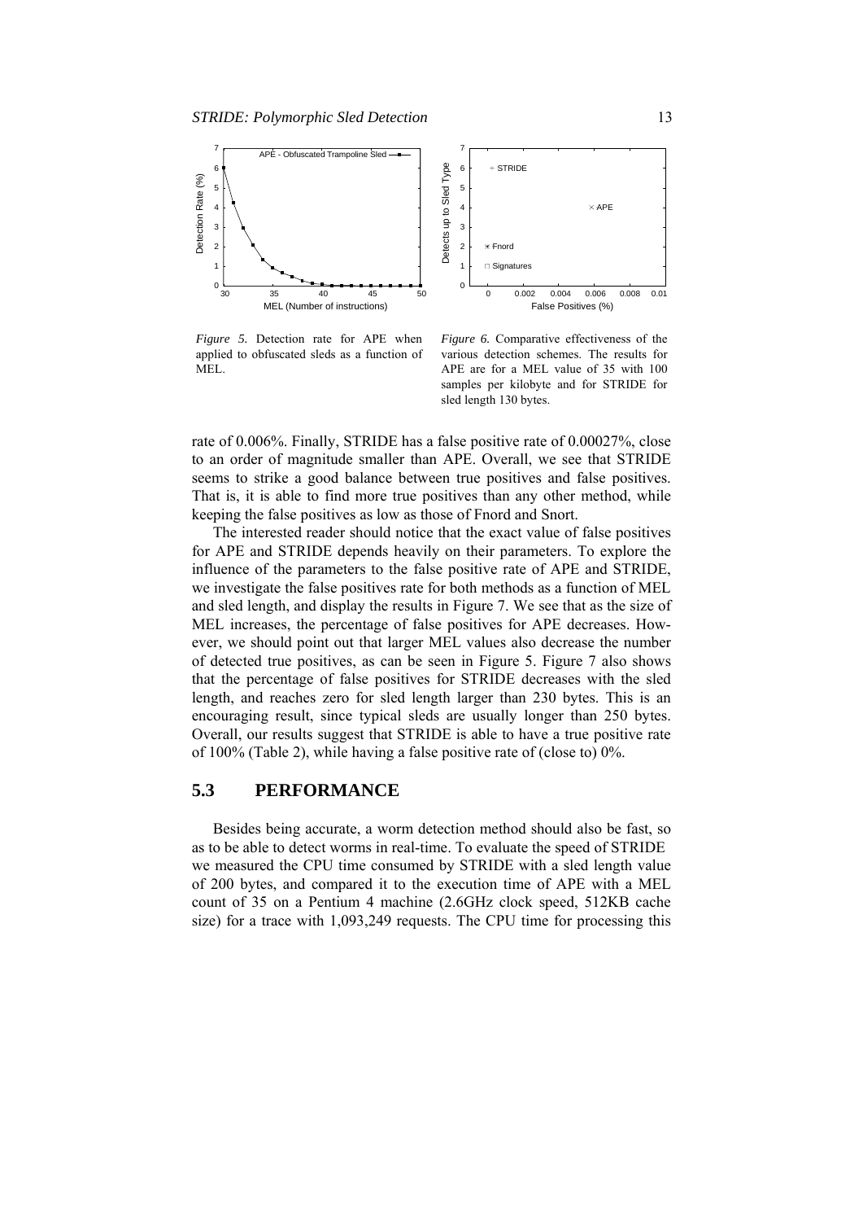*Figure 5.* Detection rate for APE when applied to obfuscated sleds as a function of MEL.

*Figure 6.* Comparative effectiveness of the various detection schemes. The results for APE are for a MEL value of 35 with 100 samples per kilobyte and for STRIDE for sled length 130 bytes.

rate of 0.006%. Finally, STRIDE has a false positive rate of 0.00027%, close to an order of magnitude smaller than APE. Overall, we see that STRIDE seems to strike a good balance between true positives and false positives. That is, it is able to find more true positives than any other method, while keeping the false positives as low as those of Fnord and Snort.

The interested reader should notice that the exact value of false positives for APE and STRIDE depends heavily on their parameters. To explore the influence of the parameters to the false positive rate of APE and STRIDE, we investigate the false positives rate for both methods as a function of MEL and sled length, and display the results in Figure 7. We see that as the size of MEL increases, the percentage of false positives for APE decreases. However, we should point out that larger MEL values also decrease the number of detected true positives, as can be seen in Figure 5. Figure 7 also shows that the percentage of false positives for STRIDE decreases with the sled length, and reaches zero for sled length larger than 230 bytes. This is an encouraging result, since typical sleds are usually longer than 250 bytes. Overall, our results suggest that STRIDE is able to have a true positive rate of 100% (Table 2), while having a false positive rate of (close to) 0%.

## 5.3 PERFORMANCE

Besides being accurate, a worm detection method should also be fast, so as to be able to detect worms in real-time. To evaluate the speed of STRIDE we measured the CPU time consumed by STRIDE with a sled length value of 200 bytes, and compared it to the execution time of APE with a MEL count of 35 on a Pentium 4 machine (2.6GHz clock speed, 512KB cache size) for a trace with 1,093,249 requests. The CPU time for processing this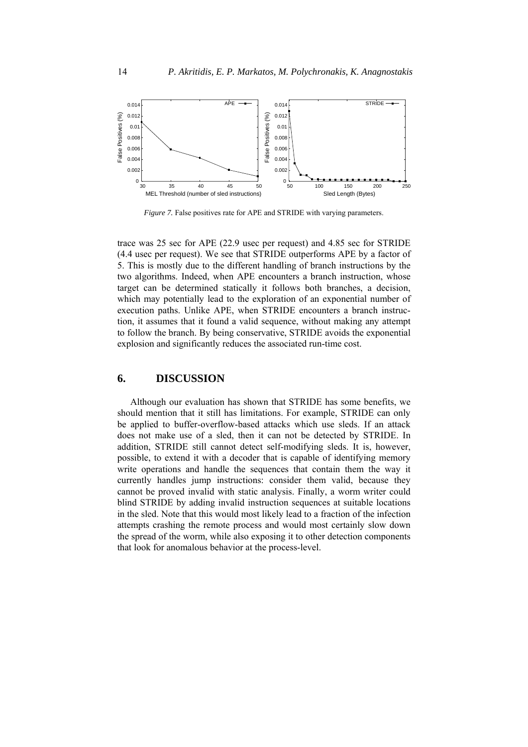*Figure 7.* False positives rate for APE and STRIDE with varying parameters.

trace was 25 sec for APE (22.9 usec per request) and 4.85 sec for STRIDE (4.4 usec per request). We see that STRIDE outperforms APE by a factor of 5. This is mostly due to the different handling of branch instructions by the two algorithms. Indeed, when APE encounters a branch instruction, whose target can be determined statically it follows both branches, a decision, which may potentially lead to the exploration of an exponential number of execution paths. Unlike APE, when STRIDE encounters a branch instruction, it assumes that it found a valid sequence, without making any attempt to follow the branch. By being conservative, STRIDE avoids the exponential explosion and significantly reduces the associated run-time cost.

## 6. DISCUSSION

Although our evaluation has shown that STRIDE has some benefits, we should mention that it still has limitations. For example, STRIDE can only be applied to buffer-overflow-based attacks which use sleds. If an attack does not make use of a sled, then it can not be detected by STRIDE. In addition, STRIDE still cannot detect self-modifying sleds. It is, however, possible, to extend it with a decoder that is capable of identifying memory write operations and handle the sequences that contain them the way it currently handles jump instructions: consider them valid, because they cannot be proved invalid with static analysis. Finally, a worm writer could blind STRIDE by adding invalid instruction sequences at suitable locations in the sled. Note that this would most likely lead to a fraction of the infection attempts crashing the remote process and would most certainly slow down the spread of the worm, while also exposing it to other detection components that look for anomalous behavior at the process-level.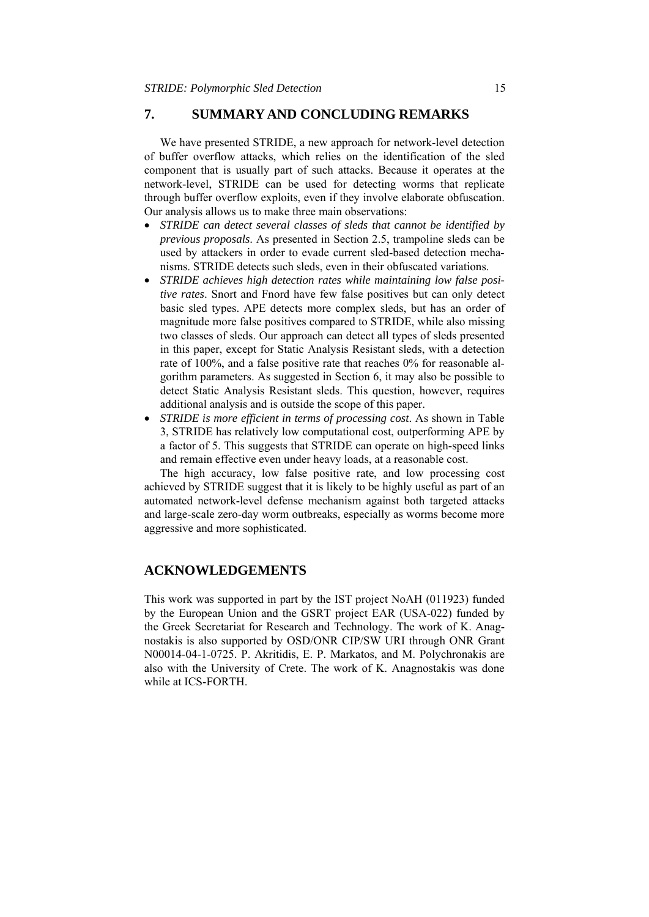## 7. SUMMARY AND CONCLUDING REMARKS

We have presented STRIDE, a new approach for network-level detection of buffer overflow attacks, which relies on the identification of the sled component that is usually part of such attacks. Because it operates at the network-level, STRIDE can be used for detecting worms that replicate through buffer overflow exploits, even if they involve elaborate obfuscation. Our analysis allows us to make three main observations:

- *STRIDE can detect several classes of sleds that cannot be identified by previous proposals*. As presented in Section 2.5, trampoline sleds can be used by attackers in order to evade current sled-based detection mechanisms. STRIDE detects such sleds, even in their obfuscated variations.
- *STRIDE achieves high detection rates while maintaining low false positive rates*. Snort and Fnord have few false positives but can only detect basic sled types. APE detects more complex sleds, but has an order of magnitude more false positives compared to STRIDE, while also missing two classes of sleds. Our approach can detect all types of sleds presented in this paper, except for Static Analysis Resistant sleds, with a detection rate of 100%, and a false positive rate that reaches 0% for reasonable algorithm parameters. As suggested in Section 6, it may also be possible to detect Static Analysis Resistant sleds. This question, however, requires additional analysis and is outside the scope of this paper.
- *STRIDE is more efficient in terms of processing cost*. As shown in Table 3, STRIDE has relatively low computational cost, outperforming APE by a factor of 5. This suggests that STRIDE can operate on high-speed links and remain effective even under heavy loads, at a reasonable cost.

The high accuracy, low false positive rate, and low processing cost achieved by STRIDE suggest that it is likely to be highly useful as part of an automated network-level defense mechanism against both targeted attacks and large-scale zero-day worm outbreaks, especially as worms become more aggressive and more sophisticated.

## ACKNOWLEDGEMENTS

This work was supported in part by the IST project NoAH (011923) funded by the European Union and the GSRT project EAR (USA-022) funded by the Greek Secretariat for Research and Technology. The work of K. Anagnostakis is also supported by OSD/ONR CIP/SW URI through ONR Grant N00014-04-1-0725. P. Akritidis, E. P. Markatos, and M. Polychronakis are also with the University of Crete. The work of K. Anagnostakis was done while at ICS-FORTH.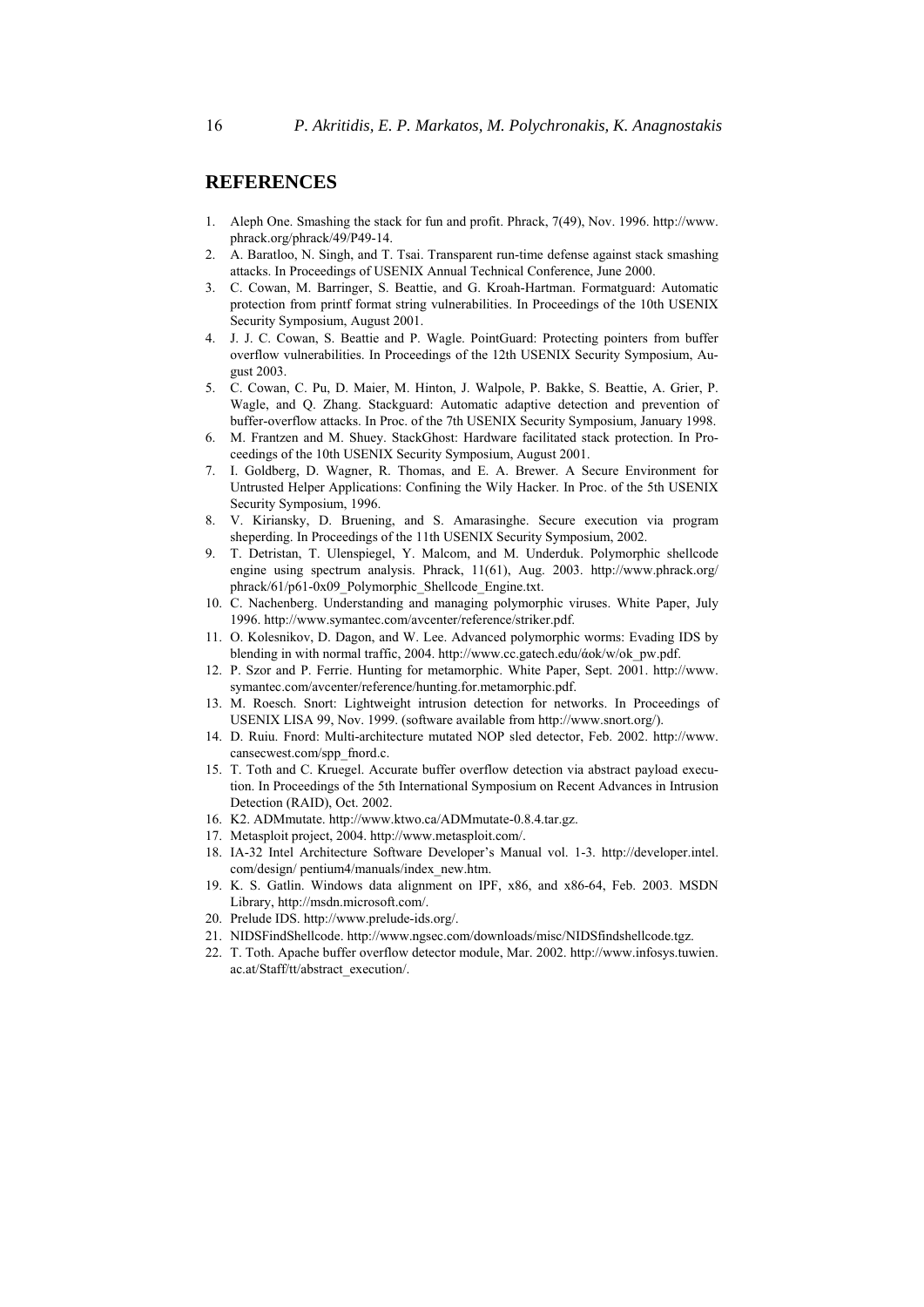## REFERENCES

1. Aleph One. Smashing the stack for fun and profit. Phrack, 7(49), Nov. 1996. http://www.phrack.org/phrack/49/P49-14.
2. A. Baratloo, N. Singh, and T. Tsai. Transparent run-time defense against stack smashing attacks. In Proceedings of USENIX Annual Technical Conference, June 2000.
3. C. Cowan, M. Barringer, S. Beattie, and G. Kroah-Hartman. Formatguard: Automatic protection from printf format string vulnerabilities. In Proceedings of the 10th USENIX Security Symposium, August 2001.
4. J. J. C. Cowan, S. Beattie and P. Wagle. PointGuard: Protecting pointers from buffer overflow vulnerabilities. In Proceedings of the 12th USENIX Security Symposium, August 2003.
5. C. Cowan, C. Pu, D. Maier, M. Hinton, J. Walpole, P. Bakke, S. Beattie, A. Grier, P. Wagle, and Q. Zhang. Stackguard: Automatic adaptive detection and prevention of buffer-overflow attacks. In Proc. of the 7th USENIX Security Symposium, January 1998.
6. M. Frantzen and M. Shuey. StackGhost: Hardware facilitated stack protection. In Proceedings of the 10th USENIX Security Symposium, August 2001.
7. I. Goldberg, D. Wagner, R. Thomas, and E. A. Brewer. A Secure Environment for Untrusted Helper Applications: Confining the Wily Hacker. In Proc. of the 5th USENIX Security Symposium, 1996.
8. V. Kiriansky, D. Bruening, and S. Amarasinghe. Secure execution via program sheperding. In Proceedings of the 11th USENIX Security Symposium, 2002.
9. T. Detristan, T. Ulenspiegel, Y. Malcom, and M. Underduk. Polymorphic shellcode engine using spectrum analysis. Phrack, 11(61), Aug. 2003. http://www.phrack.org/phrack/61/p61-0x09_Polymorphic_Shellcode_Engine.txt.
10. C. Nachenberg. Understanding and managing polymorphic viruses. White Paper, July 1996. http://www.symantec.com/avcenter/reference/striker.pdf.
11. O. Kolesnikov, D. Dagon, and W. Lee. Advanced polymorphic worms: Evading IDS by blending in with normal traffic, 2004. http://www.cc.gatech.edu/ǿok/w/ok_pw.pdf.
12. P. Szor and P. Ferrie. Hunting for metamorphic. White Paper, Sept. 2001. http://www.symantec.com/avcenter/reference/hunting.for.metamorphic.pdf.
13. M. Roesch. Snort: Lightweight intrusion detection for networks. In Proceedings of USENIX LISA 99, Nov. 1999. (software available from http://www.snort.org/).
14. D. Ruiu. Fnord: Multi-architecture mutated NOP sled detector, Feb. 2002. http://www.cansecwest.com/spp_fnord.c.
15. T. Toth and C. Kruegel. Accurate buffer overflow detection via abstract payload execution. In Proceedings of the 5th International Symposium on Recent Advances in Intrusion Detection (RAID), Oct. 2002.
16. K2. ADMmutate. http://www.ktwo.ca/ADMmutate-0.8.4.tar.gz.
17. Metasploit project, 2004. http://www.metasploit.com/.
18. IA-32 Intel Architecture Software Developer's Manual vol. 1-3. http://developer.intel.com/design/ pentium4/manuals/index_new.htm.
19. K. S. Gatlin. Windows data alignment on IPF, x86, and x86-64, Feb. 2003. MSDN Library, http://msdn.microsoft.com/.
20. Prelude IDS. http://www.prelude-ids.org/.
21. NIDSFindShellcode. http://www.ngsec.com/downloads/misc/NIDSfindshellcode.tgz.
22. T. Toth. Apache buffer overflow detector module, Mar. 2002. http://www.infosys.tuwien.ac.at/Staff/tt/abstract_execution/.